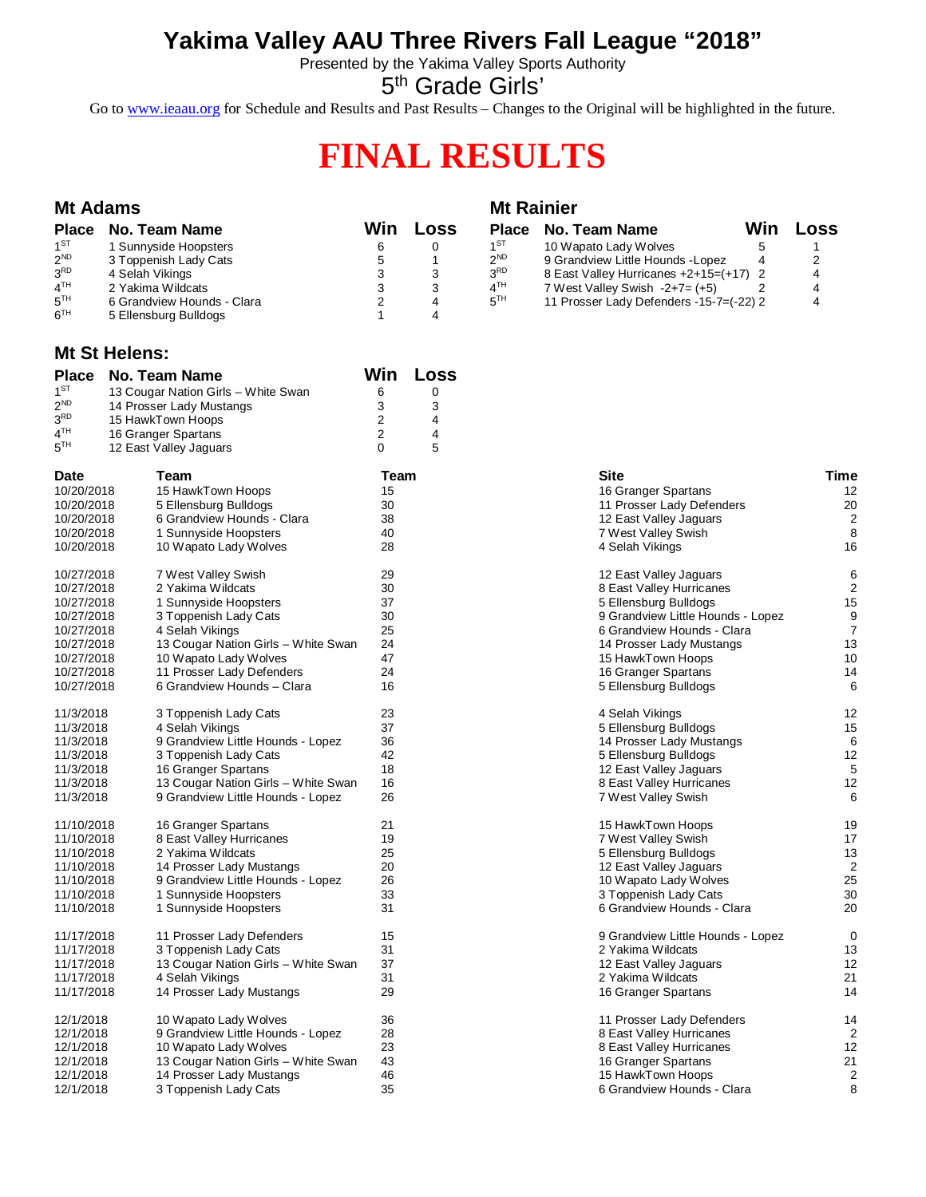# Yakima Valley AAU Three Rivers Fall League "2018"

Presented by the Yakima Valley Sports Authority

5th Grade Girls'

Go to www.ieaau.org for Schedule and Results and Past Results – Changes to the Original will be highlighted in the future.

# FINAL RESULTS

## Mt Adams

| Place | No. Team Name | Win | Loss |
|---|---|---|---|
| 1ST | 1 Sunnyside Hoopsters | 6 | 0 |
| 2ND | 3 Toppenish Lady Cats | 5 | 1 |
| 3RD | 4 Selah Vikings | 3 | 3 |
| 4TH | 2 Yakima Wildcats | 3 | 3 |
| 5TH | 6 Grandview Hounds - Clara | 2 | 4 |
| 6TH | 5 Ellensburg Bulldogs | 1 | 4 |

## Mt Rainier

| Place | No. Team Name | Win | Loss |
|---|---|---|---|
| 1ST | 10 Wapato Lady Wolves | 5 | 1 |
| 2ND | 9 Grandview Little Hounds -Lopez | 4 | 2 |
| 3RD | 8 East Valley Hurricanes +2+15=(+17) | 2 | 4 |
| 4TH | 7 West Valley Swish -2+7= (+5) | 2 | 4 |
| 5TH | 11 Prosser Lady Defenders -15-7=(-22) | 2 | 4 |

## Mt St Helens:

| Place | No. Team Name | Win | Loss |
|---|---|---|---|
| 1ST | 13 Cougar Nation Girls – White Swan | 6 | 0 |
| 2ND | 14 Prosser Lady Mustangs | 3 | 3 |
| 3RD | 15 HawkTown Hoops | 2 | 4 |
| 4TH | 16 Granger Spartans | 2 | 4 |
| 5TH | 12 East Valley Jaguars | 0 | 5 |

| Date | Team | Team | Site | Time |
|---|---|---|---|---|
| 10/20/2018 | 15 HawkTown Hoops | 15 | 16 Granger Spartans | 12 |
| 10/20/2018 | 5 Ellensburg Bulldogs | 30 | 11 Prosser Lady Defenders | 20 |
| 10/20/2018 | 6 Grandview Hounds - Clara | 38 | 12 East Valley Jaguars | 2 |
| 10/20/2018 | 1 Sunnyside Hoopsters | 40 | 7 West Valley Swish | 8 |
| 10/20/2018 | 10 Wapato Lady Wolves | 28 | 4 Selah Vikings | 16 |
| 10/27/2018 | 7 West Valley Swish | 29 | 12 East Valley Jaguars | 6 |
| 10/27/2018 | 2 Yakima Wildcats | 30 | 8 East Valley Hurricanes | 2 |
| 10/27/2018 | 1 Sunnyside Hoopsters | 37 | 5 Ellensburg Bulldogs | 15 |
| 10/27/2018 | 3 Toppenish Lady Cats | 30 | 9 Grandview Little Hounds - Lopez | 9 |
| 10/27/2018 | 4 Selah Vikings | 25 | 6 Grandview Hounds - Clara | 7 |
| 10/27/2018 | 13 Cougar Nation Girls – White Swan | 24 | 14 Prosser Lady Mustangs | 13 |
| 10/27/2018 | 10 Wapato Lady Wolves | 47 | 15 HawkTown Hoops | 10 |
| 10/27/2018 | 11 Prosser Lady Defenders | 24 | 16 Granger Spartans | 14 |
| 10/27/2018 | 6 Grandview Hounds – Clara | 16 | 5 Ellensburg Bulldogs | 6 |
| 11/3/2018 | 3 Toppenish Lady Cats | 23 | 4 Selah Vikings | 12 |
| 11/3/2018 | 4 Selah Vikings | 37 | 5 Ellensburg Bulldogs | 15 |
| 11/3/2018 | 9 Grandview Little Hounds - Lopez | 36 | 14 Prosser Lady Mustangs | 6 |
| 11/3/2018 | 3 Toppenish Lady Cats | 42 | 5 Ellensburg Bulldogs | 12 |
| 11/3/2018 | 16 Granger Spartans | 18 | 12 East Valley Jaguars | 5 |
| 11/3/2018 | 13 Cougar Nation Girls – White Swan | 16 | 8 East Valley Hurricanes | 12 |
| 11/3/2018 | 9 Grandview Little Hounds - Lopez | 26 | 7 West Valley Swish | 6 |
| 11/10/2018 | 16 Granger Spartans | 21 | 15 HawkTown Hoops | 19 |
| 11/10/2018 | 8 East Valley Hurricanes | 19 | 7 West Valley Swish | 17 |
| 11/10/2018 | 2 Yakima Wildcats | 25 | 5 Ellensburg Bulldogs | 13 |
| 11/10/2018 | 14 Prosser Lady Mustangs | 20 | 12 East Valley Jaguars | 2 |
| 11/10/2018 | 9 Grandview Little Hounds - Lopez | 26 | 10 Wapato Lady Wolves | 25 |
| 11/10/2018 | 1 Sunnyside Hoopsters | 33 | 3 Toppenish Lady Cats | 30 |
| 11/10/2018 | 1 Sunnyside Hoopsters | 31 | 6 Grandview Hounds - Clara | 20 |
| 11/17/2018 | 11 Prosser Lady Defenders | 15 | 9 Grandview Little Hounds - Lopez | 0 |
| 11/17/2018 | 3 Toppenish Lady Cats | 31 | 2 Yakima Wildcats | 13 |
| 11/17/2018 | 13 Cougar Nation Girls – White Swan | 37 | 12 East Valley Jaguars | 12 |
| 11/17/2018 | 4 Selah Vikings | 31 | 2 Yakima Wildcats | 21 |
| 11/17/2018 | 14 Prosser Lady Mustangs | 29 | 16 Granger Spartans | 14 |
| 12/1/2018 | 10 Wapato Lady Wolves | 36 | 11 Prosser Lady Defenders | 14 |
| 12/1/2018 | 9 Grandview Little Hounds - Lopez | 28 | 8 East Valley Hurricanes | 2 |
| 12/1/2018 | 10 Wapato Lady Wolves | 23 | 8 East Valley Hurricanes | 12 |
| 12/1/2018 | 13 Cougar Nation Girls – White Swan | 43 | 16 Granger Spartans | 21 |
| 12/1/2018 | 14 Prosser Lady Mustangs | 46 | 15 HawkTown Hoops | 2 |
| 12/1/2018 | 3 Toppenish Lady Cats | 35 | 6 Grandview Hounds - Clara | 8 |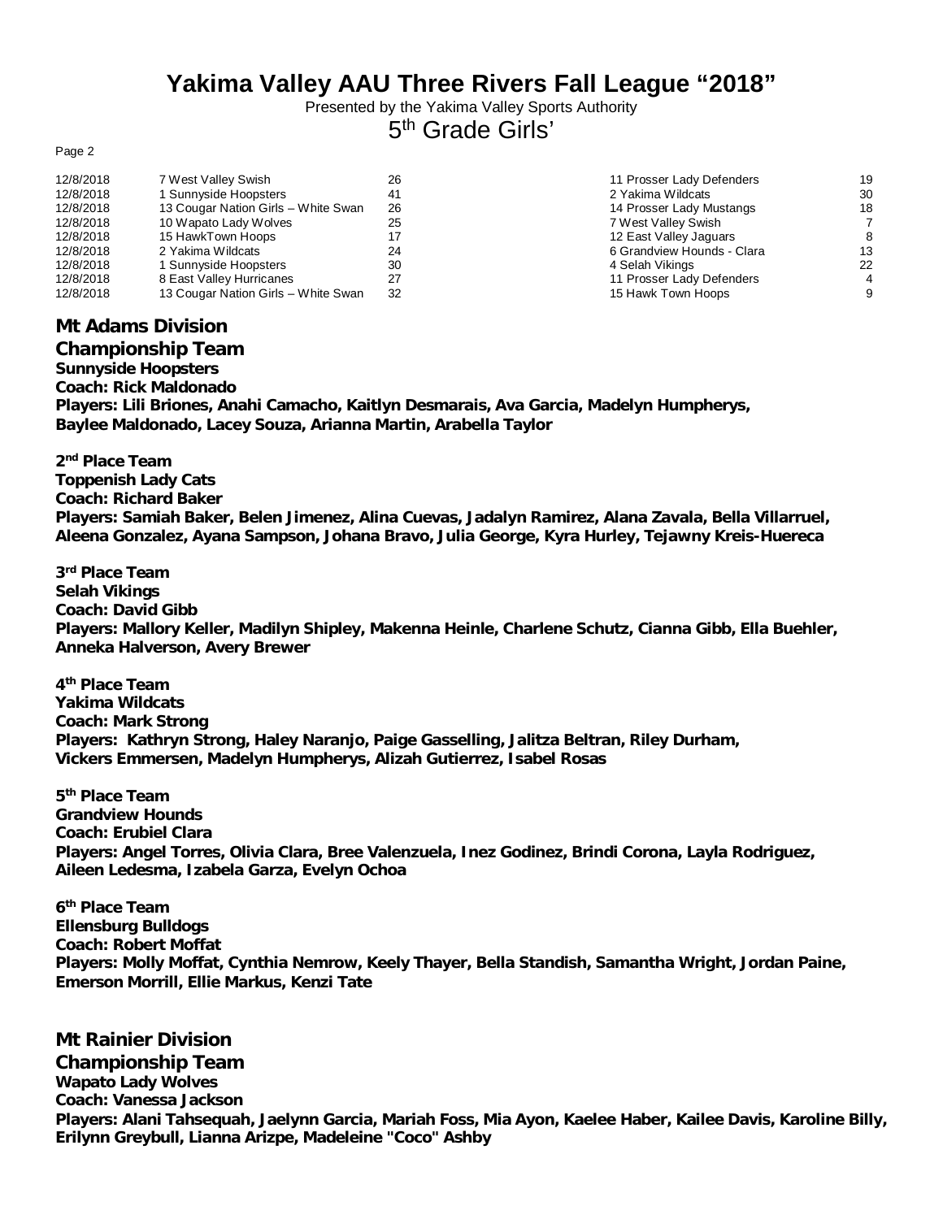# Yakima Valley AAU Three Rivers Fall League "2018"

Presented by the Yakima Valley Sports Authority

5th Grade Girls'

| Date | Team | Score | Team | Score |
|---|---|---|---|---|
| 12/8/2018 | 7 West Valley Swish | 26 | 11 Prosser Lady Defenders | 19 |
| 12/8/2018 | 1 Sunnyside Hoopsters | 41 | 2 Yakima Wildcats | 30 |
| 12/8/2018 | 13 Cougar Nation Girls – White Swan | 26 | 14 Prosser Lady Mustangs | 18 |
| 12/8/2018 | 10 Wapato Lady Wolves | 25 | 7 West Valley Swish | 7 |
| 12/8/2018 | 15 HawkTown Hoops | 17 | 12 East Valley Jaguars | 8 |
| 12/8/2018 | 2 Yakima Wildcats | 24 | 6 Grandview Hounds - Clara | 13 |
| 12/8/2018 | 1 Sunnyside Hoopsters | 30 | 4 Selah Vikings | 22 |
| 12/8/2018 | 8 East Valley Hurricanes | 27 | 11 Prosser Lady Defenders | 4 |
| 12/8/2018 | 13 Cougar Nation Girls – White Swan | 32 | 15 Hawk Town Hoops | 9 |

## Mt Adams Division

### Championship Team

**Sunnyside Hoopsters**
**Coach: Rick Maldonado**
**Players: Lili Briones, Anahi Camacho, Kaitlyn Desmarais, Ava Garcia, Madelyn Humpherys, Baylee Maldonado, Lacey Souza, Arianna Martin, Arabella Taylor**

**2nd Place Team**
**Toppenish Lady Cats**
**Coach: Richard Baker**
**Players: Samiah Baker, Belen Jimenez, Alina Cuevas, Jadalyn Ramirez, Alana Zavala, Bella Villarruel, Aleena Gonzalez, Ayana Sampson, Johana Bravo, Julia George, Kyra Hurley, Tejawny Kreis-Huereca**

**3rd Place Team**
**Selah Vikings**
**Coach: David Gibb**
**Players: Mallory Keller, Madilyn Shipley, Makenna Heinle, Charlene Schutz, Cianna Gibb, Ella Buehler, Anneka Halverson, Avery Brewer**

**4th Place Team**
**Yakima Wildcats**
**Coach: Mark Strong**
**Players: Kathryn Strong, Haley Naranjo, Paige Gasselling, Jalitza Beltran, Riley Durham, Vickers Emmersen, Madelyn Humpherys, Alizah Gutierrez, Isabel Rosas**

**5th Place Team**
**Grandview Hounds**
**Coach: Erubiel Clara**
**Players: Angel Torres, Olivia Clara, Bree Valenzuela, Inez Godinez, Brindi Corona, Layla Rodriguez, Aileen Ledesma, Izabela Garza, Evelyn Ochoa**

**6th Place Team**
**Ellensburg Bulldogs**
**Coach: Robert Moffat**
**Players: Molly Moffat, Cynthia Nemrow, Keely Thayer, Bella Standish, Samantha Wright, Jordan Paine, Emerson Morrill, Ellie Markus, Kenzi Tate**

## Mt Rainier Division

### Championship Team

**Wapato Lady Wolves**
**Coach: Vanessa Jackson**
**Players: Alani Tahsequah, Jaelynn Garcia, Mariah Foss, Mia Ayon, Kaelee Haber, Kailee Davis, Karoline Billy, Erilynn Greybull, Lianna Arizpe, Madeleine "Coco" Ashby**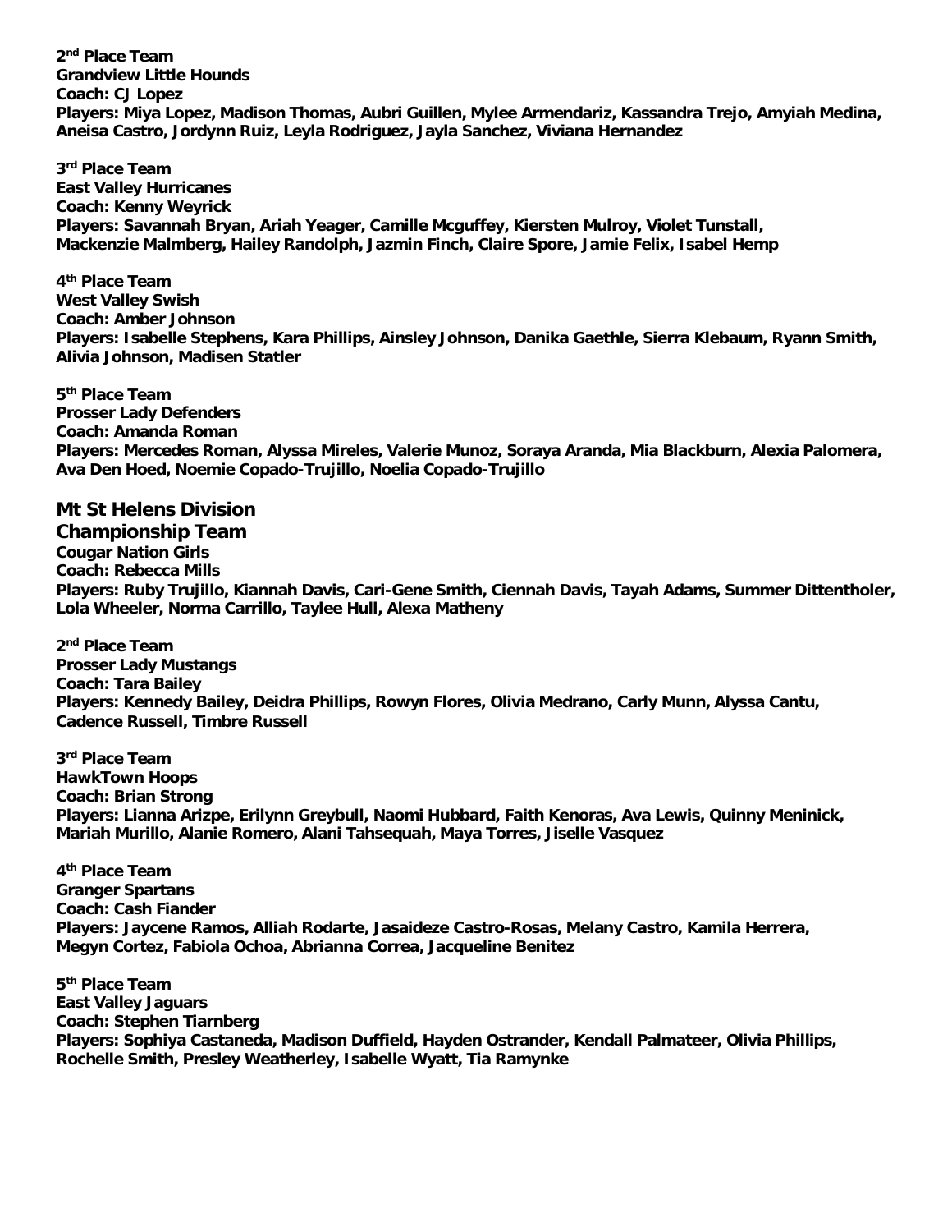**2nd Place Team**
**Grandview Little Hounds**
**Coach: CJ Lopez**
**Players: Miya Lopez, Madison Thomas, Aubri Guillen, Mylee Armendariz, Kassandra Trejo, Amyiah Medina, Aneisa Castro, Jordynn Ruiz, Leyla Rodriguez, Jayla Sanchez, Viviana Hernandez**

**3rd Place Team**
**East Valley Hurricanes**
**Coach: Kenny Weyrick**
**Players: Savannah Bryan, Ariah Yeager, Camille Mcguffey, Kiersten Mulroy, Violet Tunstall, Mackenzie Malmberg, Hailey Randolph, Jazmin Finch, Claire Spore, Jamie Felix, Isabel Hemp**

**4th Place Team**
**West Valley Swish**
**Coach: Amber Johnson**
**Players: Isabelle Stephens, Kara Phillips, Ainsley Johnson, Danika Gaethle, Sierra Klebaum, Ryann Smith, Alivia Johnson, Madisen Statler**

**5th Place Team**
**Prosser Lady Defenders**
**Coach: Amanda Roman**
**Players: Mercedes Roman, Alyssa Mireles, Valerie Munoz, Soraya Aranda, Mia Blackburn, Alexia Palomera, Ava Den Hoed, Noemie Copado-Trujillo, Noelia Copado-Trujillo**

## Mt St Helens Division

### Championship Team

**Cougar Nation Girls**
**Coach: Rebecca Mills**
**Players: Ruby Trujillo, Kiannah Davis, Cari-Gene Smith, Ciennah Davis, Tayah Adams, Summer Dittentholer, Lola Wheeler, Norma Carrillo, Taylee Hull, Alexa Matheny**

**2nd Place Team**
**Prosser Lady Mustangs**
**Coach: Tara Bailey**
**Players: Kennedy Bailey, Deidra Phillips, Rowyn Flores, Olivia Medrano, Carly Munn, Alyssa Cantu, Cadence Russell, Timbre Russell**

**3rd Place Team**
**HawkTown Hoops**
**Coach: Brian Strong**
**Players: Lianna Arizpe, Erilynn Greybull, Naomi Hubbard, Faith Kenoras, Ava Lewis, Quinny Meninick, Mariah Murillo, Alanie Romero, Alani Tahsequah, Maya Torres, Jiselle Vasquez**

**4th Place Team**
**Granger Spartans**
**Coach: Cash Fiander**
**Players: Jaycene Ramos, Alliah Rodarte, Jasaideze Castro-Rosas, Melany Castro, Kamila Herrera, Megyn Cortez, Fabiola Ochoa, Abrianna Correa, Jacqueline Benitez**

**5th Place Team**
**East Valley Jaguars**
**Coach: Stephen Tiarnberg**
**Players: Sophiya Castaneda, Madison Duffield, Hayden Ostrander, Kendall Palmateer, Olivia Phillips, Rochelle Smith, Presley Weatherley, Isabelle Wyatt, Tia Ramynke**